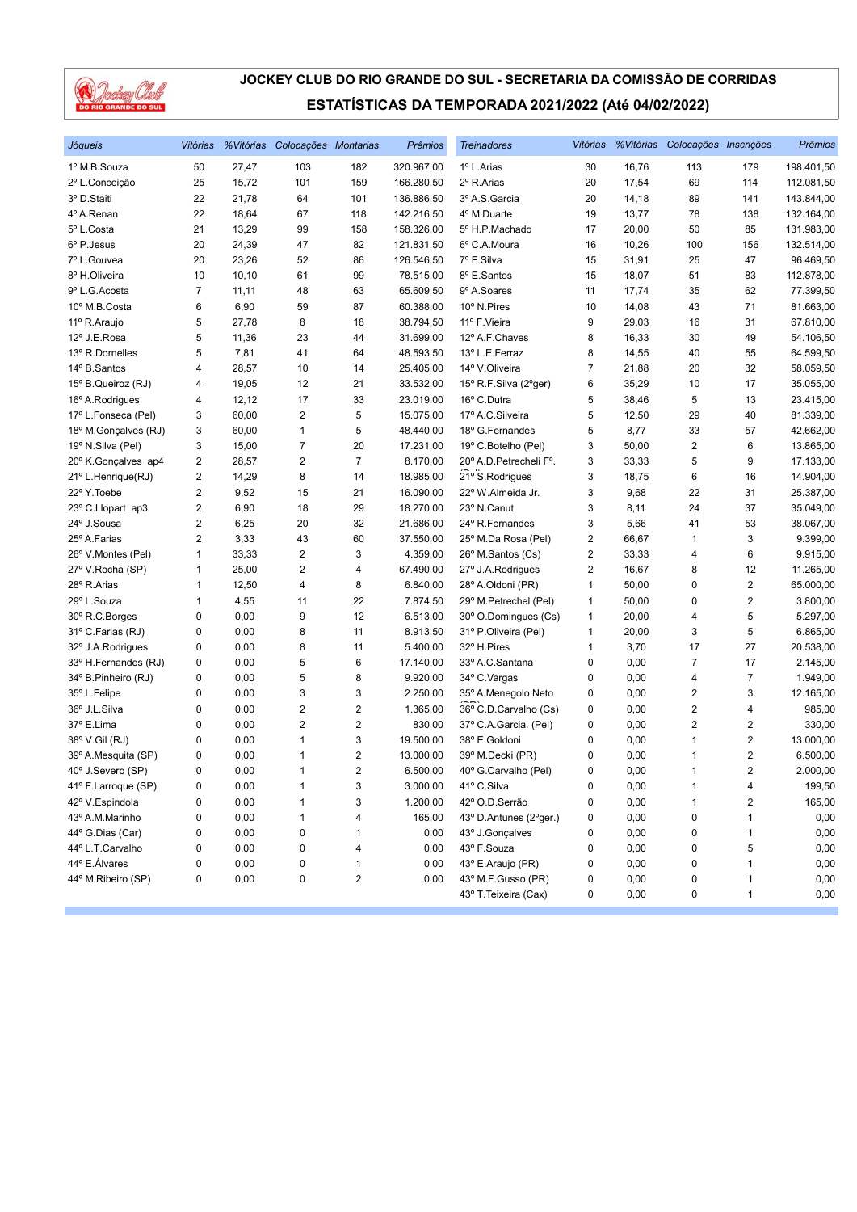# JOCKEY CLUB DO RIO GRANDE DO SUL - SECRETARIA DA COMISSÃO DE CORRIDAS

## ESTATÍSTICAS DA TEMPORADA 2021/2022 (Até 04/02/2022)

| *Jóqueis* | *Vitórias* | *%Vitórias* | *Colocações* | *Montarias* | *Prêmios* | *Treinadores* | *Vitórias* | *%Vitórias* | *Colocações* | *Inscrições* | *Prêmios* |
|---|---|---|---|---|---|---|---|---|---|---|---|
| 1º M.B.Souza | 50 | 27,47 | 103 | 182 | 320.967,00 | 1º L.Arias | 30 | 16,76 | 113 | 179 | 198.401,50 |
| 2º L.Conceição | 25 | 15,72 | 101 | 159 | 166.280,50 | 2º R.Arias | 20 | 17,54 | 69 | 114 | 112.081,50 |
| 3º D.Staiti | 22 | 21,78 | 64 | 101 | 136.886,50 | 3º A.S.Garcia | 20 | 14,18 | 89 | 141 | 143.844,00 |
| 4º A.Renan | 22 | 18,64 | 67 | 118 | 142.216,50 | 4º M.Duarte | 19 | 13,77 | 78 | 138 | 132.164,00 |
| 5º L.Costa | 21 | 13,29 | 99 | 158 | 158.326,00 | 5º H.P.Machado | 17 | 20,00 | 50 | 85 | 131.983,00 |
| 6º P.Jesus | 20 | 24,39 | 47 | 82 | 121.831,50 | 6º C.A.Moura | 16 | 10,26 | 100 | 156 | 132.514,00 |
| 7º L.Gouvea | 20 | 23,26 | 52 | 86 | 126.546,50 | 7º F.Silva | 15 | 31,91 | 25 | 47 | 96.469,50 |
| 8º H.Oliveira | 10 | 10,10 | 61 | 99 | 78.515,00 | 8º E.Santos | 15 | 18,07 | 51 | 83 | 112.878,00 |
| 9º L.G.Acosta | 7 | 11,11 | 48 | 63 | 65.609,50 | 9º A.Soares | 11 | 17,74 | 35 | 62 | 77.399,50 |
| 10º M.B.Costa | 6 | 6,90 | 59 | 87 | 60.388,00 | 10º N.Pires | 10 | 14,08 | 43 | 71 | 81.663,00 |
| 11º R.Araujo | 5 | 27,78 | 8 | 18 | 38.794,50 | 11º F.Vieira | 9 | 29,03 | 16 | 31 | 67.810,00 |
| 12º J.E.Rosa | 5 | 11,36 | 23 | 44 | 31.699,00 | 12º A.F.Chaves | 8 | 16,33 | 30 | 49 | 54.106,50 |
| 13º R.Dornelles | 5 | 7,81 | 41 | 64 | 48.593,50 | 13º L.E.Ferraz | 8 | 14,55 | 40 | 55 | 64.599,50 |
| 14º B.Santos | 4 | 28,57 | 10 | 14 | 25.405,00 | 14º V.Oliveira | 7 | 21,88 | 20 | 32 | 58.059,50 |
| 15º B.Queiroz (RJ) | 4 | 19,05 | 12 | 21 | 33.532,00 | 15º R.F.Silva (2ºger) | 6 | 35,29 | 10 | 17 | 35.055,00 |
| 16º A.Rodrigues | 4 | 12,12 | 17 | 33 | 23.019,00 | 16º C.Dutra | 5 | 38,46 | 5 | 13 | 23.415,00 |
| 17º L.Fonseca (Pel) | 3 | 60,00 | 2 | 5 | 15.075,00 | 17º A.C.Silveira | 5 | 12,50 | 29 | 40 | 81.339,00 |
| 18º M.Gonçalves (RJ) | 3 | 60,00 | 1 | 5 | 48.440,00 | 18º G.Fernandes | 5 | 8,77 | 33 | 57 | 42.662,00 |
| 19º N.Silva (Pel) | 3 | 15,00 | 7 | 20 | 17.231,00 | 19º C.Botelho (Pel) | 3 | 50,00 | 2 | 6 | 13.865,00 |
| 20º K.Gonçalves ap4 | 2 | 28,57 | 2 | 7 | 8.170,00 | 20º A.D.Petrecheli Fº. | 3 | 33,33 | 5 | 9 | 17.133,00 |
| 21º L.Henrique(RJ) | 2 | 14,29 | 8 | 14 | 18.985,00 | 21º S.Rodrigues | 3 | 18,75 | 6 | 16 | 14.904,00 |
| 22º Y.Toebe | 2 | 9,52 | 15 | 21 | 16.090,00 | 22º W.Almeida Jr. | 3 | 9,68 | 22 | 31 | 25.387,00 |
| 23º C.Llopart ap3 | 2 | 6,90 | 18 | 29 | 18.270,00 | 23º N.Canut | 3 | 8,11 | 24 | 37 | 35.049,00 |
| 24º J.Sousa | 2 | 6,25 | 20 | 32 | 21.686,00 | 24º R.Fernandes | 3 | 5,66 | 41 | 53 | 38.067,00 |
| 25º A.Farias | 2 | 3,33 | 43 | 60 | 37.550,00 | 25º M.Da Rosa (Pel) | 2 | 66,67 | 1 | 3 | 9.399,00 |
| 26º V.Montes (Pel) | 1 | 33,33 | 2 | 3 | 4.359,00 | 26º M.Santos (Cs) | 2 | 33,33 | 4 | 6 | 9.915,00 |
| 27º V.Rocha (SP) | 1 | 25,00 | 2 | 4 | 67.490,00 | 27º J.A.Rodrigues | 2 | 16,67 | 8 | 12 | 11.265,00 |
| 28º R.Arias | 1 | 12,50 | 4 | 8 | 6.840,00 | 28º A.Oldoni (PR) | 1 | 50,00 | 0 | 2 | 65.000,00 |
| 29º L.Souza | 1 | 4,55 | 11 | 22 | 7.874,50 | 29º M.Petrechel (Pel) | 1 | 50,00 | 0 | 2 | 3.800,00 |
| 30º R.C.Borges | 0 | 0,00 | 9 | 12 | 6.513,00 | 30º O.Domingues (Cs) | 1 | 20,00 | 4 | 5 | 5.297,00 |
| 31º C.Farias (RJ) | 0 | 0,00 | 8 | 11 | 8.913,50 | 31º P.Oliveira (Pel) | 1 | 20,00 | 3 | 5 | 6.865,00 |
| 32º J.A.Rodrigues | 0 | 0,00 | 8 | 11 | 5.400,00 | 32º H.Pires | 1 | 3,70 | 17 | 27 | 20.538,00 |
| 33º H.Fernandes (RJ) | 0 | 0,00 | 5 | 6 | 17.140,00 | 33º A.C.Santana | 0 | 0,00 | 7 | 17 | 2.145,00 |
| 34º B.Pinheiro (RJ) | 0 | 0,00 | 5 | 8 | 9.920,00 | 34º C.Vargas | 0 | 0,00 | 4 | 7 | 1.949,00 |
| 35º L.Felipe | 0 | 0,00 | 3 | 3 | 2.250,00 | 35º A.Menegolo Neto | 0 | 0,00 | 2 | 3 | 12.165,00 |
| 36º J.L.Silva | 0 | 0,00 | 2 | 2 | 1.365,00 | 36º C.D.Carvalho (Cs) | 0 | 0,00 | 2 | 4 | 985,00 |
| 37º E.Lima | 0 | 0,00 | 2 | 2 | 830,00 | 37º C.A.Garcia. (Pel) | 0 | 0,00 | 2 | 2 | 330,00 |
| 38º V.Gil (RJ) | 0 | 0,00 | 1 | 3 | 19.500,00 | 38º E.Goldoni | 0 | 0,00 | 1 | 2 | 13.000,00 |
| 39º A.Mesquita (SP) | 0 | 0,00 | 1 | 2 | 13.000,00 | 39º M.Decki (PR) | 0 | 0,00 | 1 | 2 | 6.500,00 |
| 40º J.Severo (SP) | 0 | 0,00 | 1 | 2 | 6.500,00 | 40º G.Carvalho (Pel) | 0 | 0,00 | 1 | 2 | 2.000,00 |
| 41º F.Larroque (SP) | 0 | 0,00 | 1 | 3 | 3.000,00 | 41º C.Silva | 0 | 0,00 | 1 | 4 | 199,50 |
| 42º V.Espindola | 0 | 0,00 | 1 | 3 | 1.200,00 | 42º O.D.Serrão | 0 | 0,00 | 1 | 2 | 165,00 |
| 43º A.M.Marinho | 0 | 0,00 | 1 | 4 | 165,00 | 43º D.Antunes (2ºger.) | 0 | 0,00 | 0 | 1 | 0,00 |
| 44º G.Dias (Car) | 0 | 0,00 | 0 | 1 | 0,00 | 43º J.Gonçalves | 0 | 0,00 | 0 | 1 | 0,00 |
| 44º L.T.Carvalho | 0 | 0,00 | 0 | 4 | 0,00 | 43º F.Souza | 0 | 0,00 | 0 | 5 | 0,00 |
| 44º E.Álvares | 0 | 0,00 | 0 | 1 | 0,00 | 43º E.Araujo (PR) | 0 | 0,00 | 0 | 1 | 0,00 |
| 44º M.Ribeiro (SP) | 0 | 0,00 | 0 | 2 | 0,00 | 43º M.F.Gusso (PR) | 0 | 0,00 | 0 | 1 | 0,00 |
| | | | | | | 43º T.Teixeira (Cax) | 0 | 0,00 | 0 | 1 | 0,00 |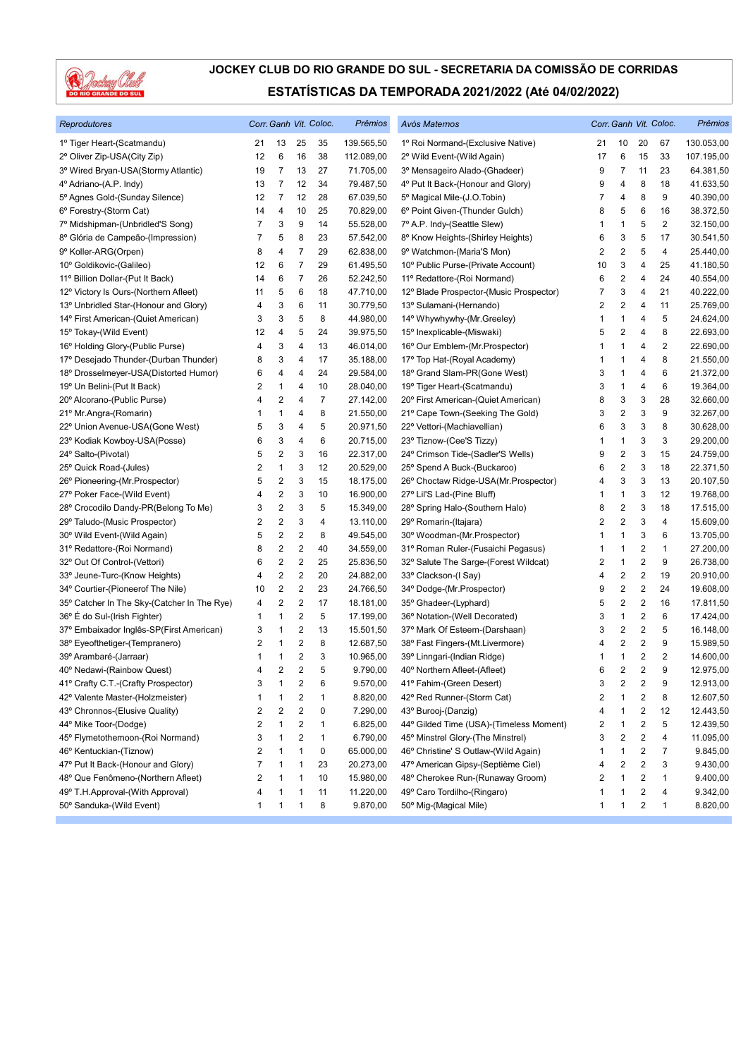# JOCKEY CLUB DO RIO GRANDE DO SUL - SECRETARIA DA COMISSÃO DE CORRIDAS

## ESTATÍSTICAS DA TEMPORADA 2021/2022 (Até 04/02/2022)

| *Reprodutores* | *Corr.* | *Ganh* | *Vit.* | *Coloc.* | *Prêmios* |
|---|---|---|---|---|---|
| 1º Tiger Heart-(Scatmandu) | 21 | 13 | 25 | 35 | 139.565,50 |
| 2º Oliver Zip-USA(City Zip) | 12 | 6 | 16 | 38 | 112.089,00 |
| 3º Wired Bryan-USA(Stormy Atlantic) | 19 | 7 | 13 | 27 | 71.705,00 |
| 4º Adriano-(A.P. Indy) | 13 | 7 | 12 | 34 | 79.487,50 |
| 5º Agnes Gold-(Sunday Silence) | 12 | 7 | 12 | 28 | 67.039,50 |
| 6º Forestry-(Storm Cat) | 14 | 4 | 10 | 25 | 70.829,00 |
| 7º Midshipman-(Unbridled'S Song) | 7 | 3 | 9 | 14 | 55.528,00 |
| 8º Glória de Campeão-(Impression) | 7 | 5 | 8 | 23 | 57.542,00 |
| 9º Koller-ARG(Orpen) | 8 | 4 | 7 | 29 | 62.838,00 |
| 10º Goldikovic-(Galileo) | 12 | 6 | 7 | 29 | 61.495,50 |
| 11º Billion Dollar-(Put It Back) | 14 | 6 | 7 | 26 | 52.242,50 |
| 12º Victory Is Ours-(Northern Afleet) | 11 | 5 | 6 | 18 | 47.710,00 |
| 13º Unbridled Star-(Honour and Glory) | 4 | 3 | 6 | 11 | 30.779,50 |
| 14º First American-(Quiet American) | 3 | 3 | 5 | 8 | 44.980,00 |
| 15º Tokay-(Wild Event) | 12 | 4 | 5 | 24 | 39.975,50 |
| 16º Holding Glory-(Public Purse) | 4 | 3 | 4 | 13 | 46.014,00 |
| 17º Desejado Thunder-(Durban Thunder) | 8 | 3 | 4 | 17 | 35.188,00 |
| 18º Drosselmeyer-USA(Distorted Humor) | 6 | 4 | 4 | 24 | 29.584,00 |
| 19º Un Belini-(Put It Back) | 2 | 1 | 4 | 10 | 28.040,00 |
| 20º Alcorano-(Public Purse) | 4 | 2 | 4 | 7 | 27.142,00 |
| 21º Mr.Angra-(Romarin) | 1 | 1 | 4 | 8 | 21.550,00 |
| 22º Union Avenue-USA(Gone West) | 5 | 3 | 4 | 5 | 20.971,50 |
| 23º Kodiak Kowboy-USA(Posse) | 6 | 3 | 4 | 6 | 20.715,00 |
| 24º Salto-(Pivotal) | 5 | 2 | 3 | 16 | 22.317,00 |
| 25º Quick Road-(Jules) | 2 | 1 | 3 | 12 | 20.529,00 |
| 26º Pioneering-(Mr.Prospector) | 5 | 2 | 3 | 15 | 18.175,00 |
| 27º Poker Face-(Wild Event) | 4 | 2 | 3 | 10 | 16.900,00 |
| 28º Crocodilo Dandy-PR(Belong To Me) | 3 | 2 | 3 | 5 | 15.349,00 |
| 29º Taludo-(Music Prospector) | 2 | 2 | 3 | 4 | 13.110,00 |
| 30º Wild Event-(Wild Again) | 5 | 2 | 2 | 8 | 49.545,00 |
| 31º Redattore-(Roi Normand) | 8 | 2 | 2 | 40 | 34.559,00 |
| 32º Out Of Control-(Vettori) | 6 | 2 | 2 | 25 | 25.836,50 |
| 33º Jeune-Turc-(Know Heights) | 4 | 2 | 2 | 20 | 24.882,00 |
| 34º Courtier-(Pioneerof The Nile) | 10 | 2 | 2 | 23 | 24.766,50 |
| 35º Catcher In The Sky-(Catcher In The Rye) | 4 | 2 | 2 | 17 | 18.181,00 |
| 36º É do Sul-(Irish Fighter) | 1 | 1 | 2 | 5 | 17.199,00 |
| 37º Embaixador Inglês-SP(First American) | 3 | 1 | 2 | 13 | 15.501,50 |
| 38º Eyeofthetiger-(Tempranero) | 2 | 1 | 2 | 8 | 12.687,50 |
| 39º Arambaré-(Jarraar) | 1 | 1 | 2 | 3 | 10.965,00 |
| 40º Nedawi-(Rainbow Quest) | 4 | 2 | 2 | 5 | 9.790,00 |
| 41º Crafty C.T.-(Crafty Prospector) | 3 | 1 | 2 | 6 | 9.570,00 |
| 42º Valente Master-(Holzmeister) | 1 | 1 | 2 | 1 | 8.820,00 |
| 43º Chronnos-(Elusive Quality) | 2 | 2 | 2 | 0 | 7.290,00 |
| 44º Mike Toor-(Dodge) | 2 | 1 | 2 | 1 | 6.825,00 |
| 45º Flymetothemoon-(Roi Normand) | 3 | 1 | 2 | 1 | 6.790,00 |
| 46º Kentuckian-(Tiznow) | 2 | 1 | 1 | 0 | 65.000,00 |
| 47º Put It Back-(Honour and Glory) | 7 | 1 | 1 | 23 | 20.273,00 |
| 48º Que Fenômeno-(Northern Afleet) | 2 | 1 | 1 | 10 | 15.980,00 |
| 49º T.H.Approval-(With Approval) | 4 | 1 | 1 | 11 | 11.220,00 |
| 50º Sanduka-(Wild Event) | 1 | 1 | 1 | 8 | 9.870,00 |

| *Avós Maternos* | *Corr.* | *Ganh* | *Vit.* | *Coloc.* | *Prêmios* |
|---|---|---|---|---|---|
| 1º Roi Normand-(Exclusive Native) | 21 | 10 | 20 | 67 | 130.053,00 |
| 2º Wild Event-(Wild Again) | 17 | 6 | 15 | 33 | 107.195,00 |
| 3º Mensageiro Alado-(Ghadeer) | 9 | 7 | 11 | 23 | 64.381,50 |
| 4º Put It Back-(Honour and Glory) | 9 | 4 | 8 | 18 | 41.633,50 |
| 5º Magical Mile-(J.O.Tobin) | 7 | 4 | 8 | 9 | 40.390,00 |
| 6º Point Given-(Thunder Gulch) | 8 | 5 | 6 | 16 | 38.372,50 |
| 7º A.P. Indy-(Seattle Slew) | 1 | 1 | 5 | 2 | 32.150,00 |
| 8º Know Heights-(Shirley Heights) | 6 | 3 | 5 | 17 | 30.541,50 |
| 9º Watchmon-(Maria'S Mon) | 2 | 2 | 5 | 4 | 25.440,00 |
| 10º Public Purse-(Private Account) | 10 | 3 | 4 | 25 | 41.180,50 |
| 11º Redattore-(Roi Normand) | 6 | 2 | 4 | 24 | 40.554,00 |
| 12º Blade Prospector-(Music Prospector) | 7 | 3 | 4 | 21 | 40.222,00 |
| 13º Sulamani-(Hernando) | 2 | 2 | 4 | 11 | 25.769,00 |
| 14º Whywhywhy-(Mr.Greeley) | 1 | 1 | 4 | 5 | 24.624,00 |
| 15º Inexplicable-(Miswaki) | 5 | 2 | 4 | 8 | 22.693,00 |
| 16º Our Emblem-(Mr.Prospector) | 1 | 1 | 4 | 2 | 22.690,00 |
| 17º Top Hat-(Royal Academy) | 1 | 1 | 4 | 8 | 21.550,00 |
| 18º Grand Slam-PR(Gone West) | 3 | 1 | 4 | 6 | 21.372,00 |
| 19º Tiger Heart-(Scatmandu) | 3 | 1 | 4 | 6 | 19.364,00 |
| 20º First American-(Quiet American) | 8 | 3 | 3 | 28 | 32.660,00 |
| 21º Cape Town-(Seeking The Gold) | 3 | 2 | 3 | 9 | 32.267,00 |
| 22º Vettori-(Machiavellian) | 6 | 3 | 3 | 8 | 30.628,00 |
| 23º Tiznow-(Cee'S Tizzy) | 1 | 1 | 3 | 3 | 29.200,00 |
| 24º Crimson Tide-(Sadler'S Wells) | 9 | 2 | 3 | 15 | 24.759,00 |
| 25º Spend A Buck-(Buckaroo) | 6 | 2 | 3 | 18 | 22.371,50 |
| 26º Choctaw Ridge-USA(Mr.Prospector) | 4 | 3 | 3 | 13 | 20.107,50 |
| 27º Lil'S Lad-(Pine Bluff) | 1 | 1 | 3 | 12 | 19.768,00 |
| 28º Spring Halo-(Southern Halo) | 8 | 2 | 3 | 18 | 17.515,00 |
| 29º Romarin-(Itajara) | 2 | 2 | 3 | 4 | 15.609,00 |
| 30º Woodman-(Mr.Prospector) | 1 | 1 | 3 | 6 | 13.705,00 |
| 31º Roman Ruler-(Fusaichi Pegasus) | 1 | 1 | 2 | 1 | 27.200,00 |
| 32º Salute The Sarge-(Forest Wildcat) | 2 | 1 | 2 | 9 | 26.738,00 |
| 33º Clackson-(I Say) | 4 | 2 | 2 | 19 | 20.910,00 |
| 34º Dodge-(Mr.Prospector) | 9 | 2 | 2 | 24 | 19.608,00 |
| 35º Ghadeer-(Lyphard) | 5 | 2 | 2 | 16 | 17.811,50 |
| 36º Notation-(Well Decorated) | 3 | 1 | 2 | 6 | 17.424,00 |
| 37º Mark Of Esteem-(Darshaan) | 3 | 2 | 2 | 5 | 16.148,00 |
| 38º Fast Fingers-(Mt.Livermore) | 4 | 2 | 2 | 9 | 15.989,50 |
| 39º Linngari-(Indian Ridge) | 1 | 1 | 2 | 2 | 14.600,00 |
| 40º Northern Afleet-(Afleet) | 6 | 2 | 2 | 9 | 12.975,00 |
| 41º Fahim-(Green Desert) | 3 | 2 | 2 | 9 | 12.913,00 |
| 42º Red Runner-(Storm Cat) | 2 | 1 | 2 | 8 | 12.607,50 |
| 43º Burooj-(Danzig) | 4 | 1 | 2 | 12 | 12.443,50 |
| 44º Gilded Time (USA)-(Timeless Moment) | 2 | 1 | 2 | 5 | 12.439,50 |
| 45º Minstrel Glory-(The Minstrel) | 3 | 2 | 2 | 4 | 11.095,00 |
| 46º Christine' S Outlaw-(Wild Again) | 1 | 1 | 2 | 7 | 9.845,00 |
| 47º American Gipsy-(Septième Ciel) | 4 | 2 | 2 | 3 | 9.430,00 |
| 48º Cherokee Run-(Runaway Groom) | 2 | 1 | 2 | 1 | 9.400,00 |
| 49º Caro Tordilho-(Ringaro) | 1 | 1 | 2 | 4 | 9.342,00 |
| 50º Mig-(Magical Mile) | 1 | 1 | 2 | 1 | 8.820,00 |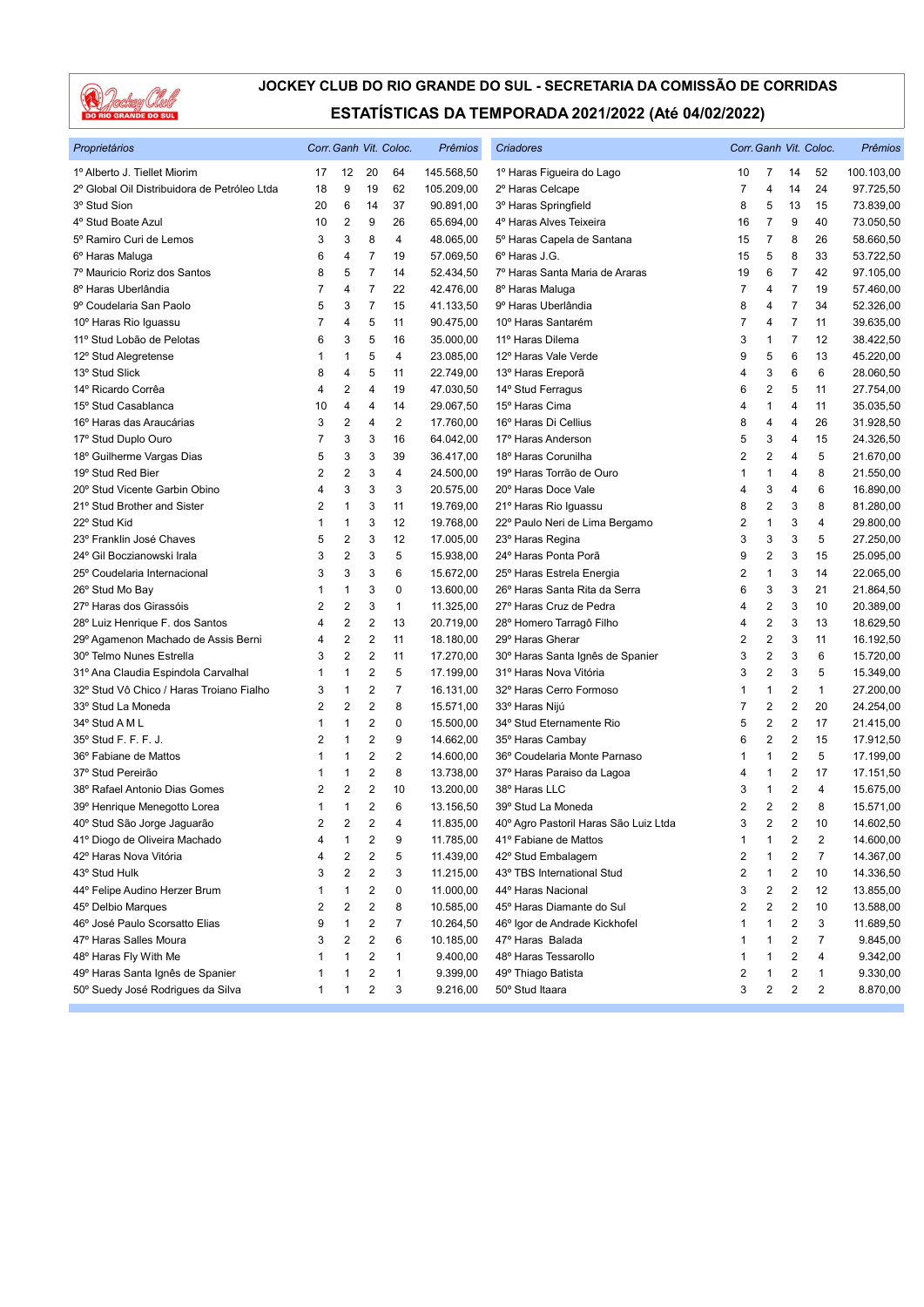# JOCKEY CLUB DO RIO GRANDE DO SUL - SECRETARIA DA COMISSÃO DE CORRIDAS

## ESTATÍSTICAS DA TEMPORADA 2021/2022 (Até 04/02/2022)

| Proprietários | Corr. | Ganh | Vit. | Coloc. | Prêmios | Criadores | Corr. | Ganh | Vit. | Coloc. | Prêmios |
|---|---|---|---|---|---|---|---|---|---|---|---|
| 1º Alberto J. Tiellet Miorim | 17 | 12 | 20 | 64 | 145.568,50 | 1º Haras Figueira do Lago | 10 | 7 | 14 | 52 | 100.103,00 |
| 2º Global Oil Distribuidora de Petróleo Ltda | 18 | 9 | 19 | 62 | 105.209,00 | 2º Haras Celcape | 7 | 4 | 14 | 24 | 97.725,50 |
| 3º Stud Sion | 20 | 6 | 14 | 37 | 90.891,00 | 3º Haras Springfield | 8 | 5 | 13 | 15 | 73.839,00 |
| 4º Stud Boate Azul | 10 | 2 | 9 | 26 | 65.694,00 | 4º Haras Alves Teixeira | 16 | 7 | 9 | 40 | 73.050,50 |
| 5º Ramiro Curi de Lemos | 3 | 3 | 8 | 4 | 48.065,00 | 5º Haras Capela de Santana | 15 | 7 | 8 | 26 | 58.660,50 |
| 6º Haras Maluga | 6 | 4 | 7 | 19 | 57.069,50 | 6º Haras J.G. | 15 | 5 | 8 | 33 | 53.722,50 |
| 7º Mauricio Roriz dos Santos | 8 | 5 | 7 | 14 | 52.434,50 | 7º Haras Santa Maria de Araras | 19 | 6 | 7 | 42 | 97.105,00 |
| 8º Haras Uberlândia | 7 | 4 | 7 | 22 | 42.476,00 | 8º Haras Maluga | 7 | 4 | 7 | 19 | 57.460,00 |
| 9º Coudelaria San Paolo | 5 | 3 | 7 | 15 | 41.133,50 | 9º Haras Uberlândia | 8 | 4 | 7 | 34 | 52.326,00 |
| 10º Haras Rio Iguassu | 7 | 4 | 5 | 11 | 90.475,00 | 10º Haras Santarém | 7 | 4 | 7 | 11 | 39.635,00 |
| 11º Stud Lobão de Pelotas | 6 | 3 | 5 | 16 | 35.000,00 | 11º Haras Dilema | 3 | 1 | 7 | 12 | 38.422,50 |
| 12º Stud Alegretense | 1 | 1 | 5 | 4 | 23.085,00 | 12º Haras Vale Verde | 9 | 5 | 6 | 13 | 45.220,00 |
| 13º Stud Slick | 8 | 4 | 5 | 11 | 22.749,00 | 13º Haras Ereporã | 4 | 3 | 6 | 6 | 28.060,50 |
| 14º Ricardo Corrêa | 4 | 2 | 4 | 19 | 47.030,50 | 14º Stud Ferragus | 6 | 2 | 5 | 11 | 27.754,00 |
| 15º Stud Casablanca | 10 | 4 | 4 | 14 | 29.067,50 | 15º Haras Cima | 4 | 1 | 4 | 11 | 35.035,50 |
| 16º Haras das Araucárias | 3 | 2 | 4 | 2 | 17.760,00 | 16º Haras Di Cellius | 8 | 4 | 4 | 26 | 31.928,50 |
| 17º Stud Duplo Ouro | 7 | 3 | 3 | 16 | 64.042,00 | 17º Haras Anderson | 5 | 3 | 4 | 15 | 24.326,50 |
| 18º Guilherme Vargas Dias | 5 | 3 | 3 | 39 | 36.417,00 | 18º Haras Corunilha | 2 | 2 | 4 | 5 | 21.670,00 |
| 19º Stud Red Bier | 2 | 2 | 3 | 4 | 24.500,00 | 19º Haras Torrão de Ouro | 1 | 1 | 4 | 8 | 21.550,00 |
| 20º Stud Vicente Garbin Obino | 4 | 3 | 3 | 3 | 20.575,00 | 20º Haras Doce Vale | 4 | 3 | 4 | 6 | 16.890,00 |
| 21º Stud Brother and Sister | 2 | 1 | 3 | 11 | 19.769,00 | 21º Haras Rio Iguassu | 8 | 2 | 3 | 8 | 81.280,00 |
| 22º Stud Kid | 1 | 1 | 3 | 12 | 19.768,00 | 22º Paulo Neri de Lima Bergamo | 2 | 1 | 3 | 4 | 29.800,00 |
| 23º Franklin José Chaves | 5 | 2 | 3 | 12 | 17.005,00 | 23º Haras Regina | 3 | 3 | 3 | 5 | 27.250,00 |
| 24º Gil Boczianowski Irala | 3 | 2 | 3 | 5 | 15.938,00 | 24º Haras Ponta Porã | 9 | 2 | 3 | 15 | 25.095,00 |
| 25º Coudelaria Internacional | 3 | 3 | 3 | 6 | 15.672,00 | 25º Haras Estrela Energia | 2 | 1 | 3 | 14 | 22.065,00 |
| 26º Stud Mo Bay | 1 | 1 | 3 | 0 | 13.600,00 | 26º Haras Santa Rita da Serra | 6 | 3 | 3 | 21 | 21.864,50 |
| 27º Haras dos Girassóis | 2 | 2 | 3 | 1 | 11.325,00 | 27º Haras Cruz de Pedra | 4 | 2 | 3 | 10 | 20.389,00 |
| 28º Luiz Henrique F. dos Santos | 4 | 2 | 2 | 13 | 20.719,00 | 28º Homero Tarragô Filho | 4 | 2 | 3 | 13 | 18.629,50 |
| 29º Agamenon Machado de Assis Berni | 4 | 2 | 2 | 11 | 18.180,00 | 29º Haras Gherar | 2 | 2 | 3 | 11 | 16.192,50 |
| 30º Telmo Nunes Estrella | 3 | 2 | 2 | 11 | 17.270,00 | 30º Haras Santa Ignês de Spanier | 3 | 2 | 3 | 6 | 15.720,00 |
| 31º Ana Claudia Espindola Carvalhal | 1 | 1 | 2 | 5 | 17.199,00 | 31º Haras Nova Vitória | 3 | 2 | 3 | 5 | 15.349,00 |
| 32º Stud Vô Chico / Haras Troiano Fialho | 3 | 1 | 2 | 7 | 16.131,00 | 32º Haras Cerro Formoso | 1 | 1 | 2 | 1 | 27.200,00 |
| 33º Stud La Moneda | 2 | 2 | 2 | 8 | 15.571,00 | 33º Haras Nijú | 7 | 2 | 2 | 20 | 24.254,00 |
| 34º Stud A M L | 1 | 1 | 2 | 0 | 15.500,00 | 34º Stud Eternamente Rio | 5 | 2 | 2 | 17 | 21.415,00 |
| 35º Stud F. F. F. J. | 2 | 1 | 2 | 9 | 14.662,00 | 35º Haras Cambay | 6 | 2 | 2 | 15 | 17.912,50 |
| 36º Fabiane de Mattos | 1 | 1 | 2 | 2 | 14.600,00 | 36º Coudelaria Monte Parnaso | 1 | 1 | 2 | 5 | 17.199,00 |
| 37º Stud Pereirão | 1 | 1 | 2 | 8 | 13.738,00 | 37º Haras Paraiso da Lagoa | 4 | 1 | 2 | 17 | 17.151,50 |
| 38º Rafael Antonio Dias Gomes | 2 | 2 | 2 | 10 | 13.200,00 | 38º Haras LLC | 3 | 1 | 2 | 4 | 15.675,00 |
| 39º Henrique Menegotto Lorea | 1 | 1 | 2 | 6 | 13.156,50 | 39º Stud La Moneda | 2 | 2 | 2 | 8 | 15.571,00 |
| 40º Stud São Jorge Jaguarão | 2 | 2 | 2 | 4 | 11.835,00 | 40º Agro Pastoril Haras São Luiz Ltda | 3 | 2 | 2 | 10 | 14.602,50 |
| 41º Diogo de Oliveira Machado | 4 | 1 | 2 | 9 | 11.785,00 | 41º Fabiane de Mattos | 1 | 1 | 2 | 2 | 14.600,00 |
| 42º Haras Nova Vitória | 4 | 2 | 2 | 5 | 11.439,00 | 42º Stud Embalagem | 2 | 1 | 2 | 7 | 14.367,00 |
| 43º Stud Hulk | 3 | 2 | 2 | 3 | 11.215,00 | 43º TBS International Stud | 2 | 1 | 2 | 10 | 14.336,50 |
| 44º Felipe Audino Herzer Brum | 1 | 1 | 2 | 0 | 11.000,00 | 44º Haras Nacional | 3 | 2 | 2 | 12 | 13.855,00 |
| 45º Delbio Marques | 2 | 2 | 2 | 8 | 10.585,00 | 45º Haras Diamante do Sul | 2 | 2 | 2 | 10 | 13.588,00 |
| 46º José Paulo Scorsatto Elias | 9 | 1 | 2 | 7 | 10.264,50 | 46º Igor de Andrade Kickhofel | 1 | 1 | 2 | 3 | 11.689,50 |
| 47º Haras Salles Moura | 3 | 2 | 2 | 6 | 10.185,00 | 47º Haras Balada | 1 | 1 | 2 | 7 | 9.845,00 |
| 48º Haras Fly With Me | 1 | 1 | 2 | 1 | 9.400,00 | 48º Haras Tessarollo | 1 | 1 | 2 | 4 | 9.342,00 |
| 49º Haras Santa Ignês de Spanier | 1 | 1 | 2 | 1 | 9.399,00 | 49º Thiago Batista | 2 | 1 | 2 | 1 | 9.330,00 |
| 50º Suedy José Rodrigues da Silva | 1 | 1 | 2 | 3 | 9.216,00 | 50º Stud Itaara | 3 | 2 | 2 | 2 | 8.870,00 |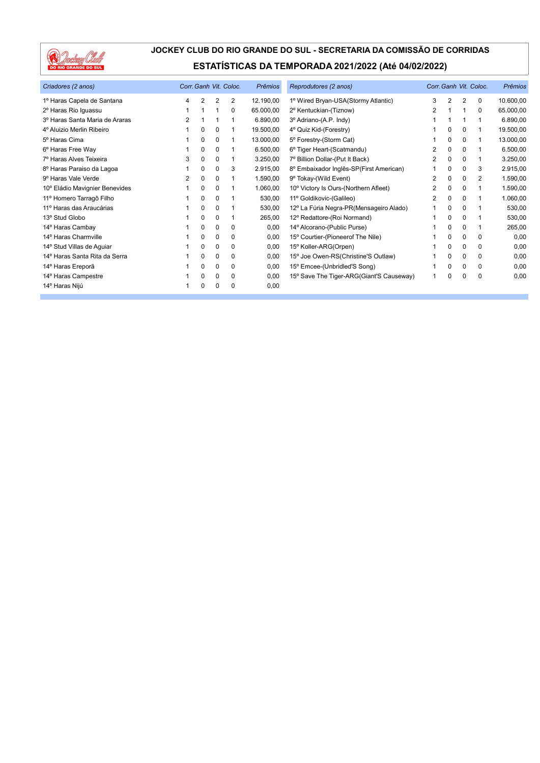# JOCKEY CLUB DO RIO GRANDE DO SUL - SECRETARIA DA COMISSÃO DE CORRIDAS

## ESTATÍSTICAS DA TEMPORADA 2021/2022 (Até 04/02/2022)

| *Criadores (2 anos)* | *Corr.* | *Ganh* | *Vit.* | *Coloc.* | *Prêmios* |
|---|---|---|---|---|---|
| 1º Haras Capela de Santana | 4 | 2 | 2 | 2 | 12.190,00 |
| 2º Haras Rio Iguassu | 1 | 1 | 1 | 0 | 65.000,00 |
| 3º Haras Santa Maria de Araras | 2 | 1 | 1 | 1 | 6.890,00 |
| 4º Aluizio Merlin Ribeiro | 1 | 0 | 0 | 1 | 19.500,00 |
| 5º Haras Cima | 1 | 0 | 0 | 1 | 13.000,00 |
| 6º Haras Free Way | 1 | 0 | 0 | 1 | 6.500,00 |
| 7º Haras Alves Teixeira | 3 | 0 | 0 | 1 | 3.250,00 |
| 8º Haras Paraiso da Lagoa | 1 | 0 | 0 | 3 | 2.915,00 |
| 9º Haras Vale Verde | 2 | 0 | 0 | 1 | 1.590,00 |
| 10º Eládio Mavignier Benevides | 1 | 0 | 0 | 1 | 1.060,00 |
| 11º Homero Tarragô Filho | 1 | 0 | 0 | 1 | 530,00 |
| 11º Haras das Araucárias | 1 | 0 | 0 | 1 | 530,00 |
| 13º Stud Globo | 1 | 0 | 0 | 1 | 265,00 |
| 14º Haras Cambay | 1 | 0 | 0 | 0 | 0,00 |
| 14º Haras Charmville | 1 | 0 | 0 | 0 | 0,00 |
| 14º Stud Villas de Aguiar | 1 | 0 | 0 | 0 | 0,00 |
| 14º Haras Santa Rita da Serra | 1 | 0 | 0 | 0 | 0,00 |
| 14º Haras Ereporã | 1 | 0 | 0 | 0 | 0,00 |
| 14º Haras Campestre | 1 | 0 | 0 | 0 | 0,00 |
| 14º Haras Nijú | 1 | 0 | 0 | 0 | 0,00 |

| *Reprodutores (2 anos)* | *Corr.* | *Ganh* | *Vit.* | *Coloc.* | *Prêmios* |
|---|---|---|---|---|---|
| 1º Wired Bryan-USA(Stormy Atlantic) | 3 | 2 | 2 | 0 | 10.600,00 |
| 2º Kentuckian-(Tiznow) | 2 | 1 | 1 | 0 | 65.000,00 |
| 3º Adriano-(A.P. Indy) | 1 | 1 | 1 | 1 | 6.890,00 |
| 4º Quiz Kid-(Forestry) | 1 | 0 | 0 | 1 | 19.500,00 |
| 5º Forestry-(Storm Cat) | 1 | 0 | 0 | 1 | 13.000,00 |
| 6º Tiger Heart-(Scatmandu) | 2 | 0 | 0 | 1 | 6.500,00 |
| 7º Billion Dollar-(Put It Back) | 2 | 0 | 0 | 1 | 3.250,00 |
| 8º Embaixador Inglês-SP(First American) | 1 | 0 | 0 | 3 | 2.915,00 |
| 9º Tokay-(Wild Event) | 2 | 0 | 0 | 2 | 1.590,00 |
| 10º Victory Is Ours-(Northern Afleet) | 2 | 0 | 0 | 1 | 1.590,00 |
| 11º Goldikovic-(Galileo) | 2 | 0 | 0 | 1 | 1.060,00 |
| 12º La Fúria Negra-PR(Mensageiro Alado) | 1 | 0 | 0 | 1 | 530,00 |
| 12º Redattore-(Roi Normand) | 1 | 0 | 0 | 1 | 530,00 |
| 14º Alcorano-(Public Purse) | 1 | 0 | 0 | 1 | 265,00 |
| 15º Courtier-(Pioneerof The Nile) | 1 | 0 | 0 | 0 | 0,00 |
| 15º Koller-ARG(Orpen) | 1 | 0 | 0 | 0 | 0,00 |
| 15º Joe Owen-RS(Christine'S Outlaw) | 1 | 0 | 0 | 0 | 0,00 |
| 15º Emcee-(Unbridled'S Song) | 1 | 0 | 0 | 0 | 0,00 |
| 15º Save The Tiger-ARG(Giant'S Causeway) | 1 | 0 | 0 | 0 | 0,00 |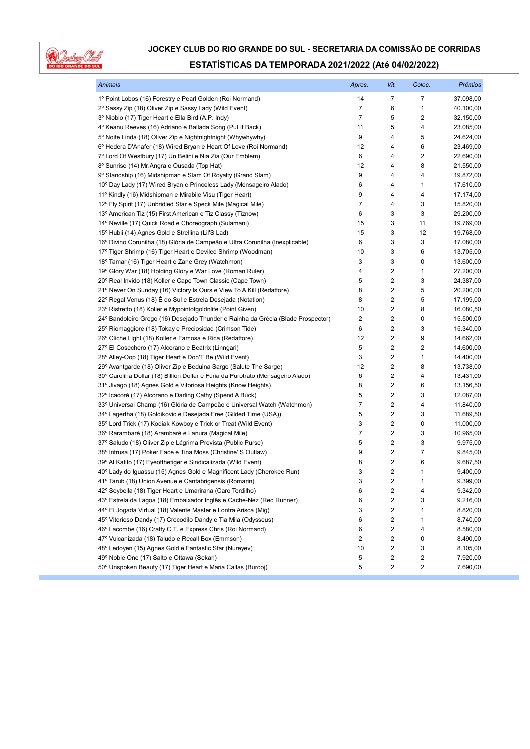# JOCKEY CLUB DO RIO GRANDE DO SUL - SECRETARIA DA COMISSÃO DE CORRIDAS

## ESTATÍSTICAS DA TEMPORADA 2021/2022 (Até 04/02/2022)

| *Animais* | *Apres.* | *Vit.* | *Coloc.* | *Prêmios* |
|---|---|---|---|---|
| 1º Point Lobos (16) Forestry e Pearl Golden (Roi Normand) | 14 | 7 | 7 | 37.098,00 |
| 2º Sassy Zip (18) Oliver Zip e Sassy Lady (Wild Event) | 7 | 6 | 1 | 40.100,00 |
| 3º Niobio (17) Tiger Heart e Ella Bird (A.P. Indy) | 7 | 5 | 2 | 32.150,00 |
| 4º Keanu Reeves (16) Adriano e Ballada Song (Put It Back) | 11 | 5 | 4 | 23.085,00 |
| 5º Noite Linda (18) Oliver Zip e Nightnightnight (Whywhywhy) | 9 | 4 | 5 | 24.624,00 |
| 6º Hedera D'Anafer (18) Wired Bryan e Heart Of Love (Roi Normand) | 12 | 4 | 6 | 23.469,00 |
| 7º Lord Of Westbury (17) Un Belini e Nia Zia (Our Emblem) | 6 | 4 | 2 | 22.690,00 |
| 8º Sunrise (14) Mr.Angra e Ousada (Top Hat) | 12 | 4 | 8 | 21.550,00 |
| 9º Standship (16) Midshipman e Slam Of Royalty (Grand Slam) | 9 | 4 | 4 | 19.872,00 |
| 10º Day Lady (17) Wired Bryan e Princeless Lady (Mensageiro Alado) | 6 | 4 | 1 | 17.610,00 |
| 11º Kindly (16) Midshipman e Mirabile Visu (Tiger Heart) | 9 | 4 | 4 | 17.174,00 |
| 12º Fly Spirit (17) Unbridled Star e Speck Mile (Magical Mile) | 7 | 4 | 3 | 15.820,00 |
| 13º American Tiz (15) First American e Tiz Classy (Tiznow) | 6 | 3 | 3 | 29.200,00 |
| 14º Neville (17) Quick Road e Choreograph (Sulamani) | 15 | 3 | 11 | 19.769,00 |
| 15º Hubli (14) Agnes Gold e Strellina (Lil'S Lad) | 15 | 3 | 12 | 19.768,00 |
| 16º Divino Corunilha (18) Glória de Campeão e Ultra Corunilha (Inexplicable) | 6 | 3 | 3 | 17.080,00 |
| 17º Tiger Shrimp (16) Tiger Heart e Deviled Shrimp (Woodman) | 10 | 3 | 6 | 13.705,00 |
| 18º Tamar (16) Tiger Heart e Zane Grey (Watchmon) | 3 | 3 | 0 | 13.600,00 |
| 19º Glory War (18) Holding Glory e War Love (Roman Ruler) | 4 | 2 | 1 | 27.200,00 |
| 20º Real Invido (18) Koller e Cape Town Classic (Cape Town) | 5 | 2 | 3 | 24.387,00 |
| 21º Never On Sunday (16) Victory Is Ours e View To A Kill (Redattore) | 8 | 2 | 5 | 20.200,00 |
| 22º Regal Venus (18) É do Sul e Estrela Desejada (Notation) | 8 | 2 | 5 | 17.199,00 |
| 23º Ristretto (18) Koller e Mypointofgoldnlife (Point Given) | 10 | 2 | 8 | 16.080,50 |
| 24º Bandoleiro Grego (18) Desejado Thunder e Rainha da Grécia (Blade Prospector) | 2 | 2 | 0 | 15.500,00 |
| 25º Riomaggiore (18) Tokay e Preciosidad (Crimson Tide) | 6 | 2 | 3 | 15.340,00 |
| 26º Cliche Light (18) Koller e Famosa e Rica (Redattore) | 12 | 2 | 9 | 14.662,00 |
| 27º El Cosechero (17) Alcorano e Beatrix (Linngari) | 5 | 2 | 2 | 14.600,00 |
| 28º Alley-Oop (18) Tiger Heart e Don'T Be (Wild Event) | 3 | 2 | 1 | 14.400,00 |
| 29º Avantgarde (18) Oliver Zip e Beduina Sarge (Salute The Sarge) | 12 | 2 | 8 | 13.738,00 |
| 30º Carolina Dollar (18) Billion Dollar e Fúria da Purotrato (Mensageiro Alado) | 6 | 2 | 4 | 13.431,00 |
| 31º Jivago (18) Agnes Gold e Vitoriosa Heights (Know Heights) | 8 | 2 | 6 | 13.156,50 |
| 32º Icacoré (17) Alcorano e Darling Cathy (Spend A Buck) | 5 | 2 | 3 | 12.087,00 |
| 33º Universal Champ (16) Glória de Campeão e Universal Watch (Watchmon) | 7 | 2 | 4 | 11.840,00 |
| 34º Lagertha (18) Goldikovic e Desejada Free (Gilded Time (USA)) | 5 | 2 | 3 | 11.689,50 |
| 35º Lord Trick (17) Kodiak Kowboy e Trick or Treat (Wild Event) | 3 | 2 | 0 | 11.000,00 |
| 36º Rarambaré (18) Arambaré e Lanura (Magical Mile) | 7 | 2 | 3 | 10.965,00 |
| 37º Saludo (18) Oliver Zip e Lágrima Prevista (Public Purse) | 5 | 2 | 3 | 9.975,00 |
| 38º Intrusa (17) Poker Face e Tina Moss (Christine' S Outlaw) | 9 | 2 | 7 | 9.845,00 |
| 39º Al Katito (17) Eyeofthetiger e Sindicalizada (Wild Event) | 8 | 2 | 6 | 9.687,50 |
| 40º Lady do Iguassu (15) Agnes Gold e Magnificent Lady (Cherokee Run) | 3 | 2 | 1 | 9.400,00 |
| 41º Tarub (18) Union Avenue e Cantabrigensis (Romarin) | 3 | 2 | 1 | 9.399,00 |
| 42º Soybella (18) Tiger Heart e Umarirana (Caro Tordilho) | 6 | 2 | 4 | 9.342,00 |
| 43º Estrela da Lagoa (18) Embaixador Inglês e Cache-Nez (Red Runner) | 6 | 2 | 3 | 9.216,00 |
| 44º El Jogada Virtual (18) Valente Master e Lontra Arisca (Mig) | 3 | 2 | 1 | 8.820,00 |
| 45º Vitorioso Dandy (17) Crocodilo Dandy e Tia Mila (Odysseus) | 6 | 2 | 1 | 8.740,00 |
| 46º Lacombe (16) Crafty C.T. e Express Chris (Roi Normand) | 6 | 2 | 4 | 8.580,00 |
| 47º Vulcanizada (18) Taludo e Recall Box (Emmson) | 2 | 2 | 0 | 8.490,00 |
| 48º Ledoyen (15) Agnes Gold e Fantastic Star (Nureyev) | 10 | 2 | 3 | 8.105,00 |
| 49º Noble One (17) Salto e Ottawa (Sekari) | 5 | 2 | 2 | 7.920,00 |
| 50º Unspoken Beauty (17) Tiger Heart e Maria Callas (Burooj) | 5 | 2 | 2 | 7.690,00 |